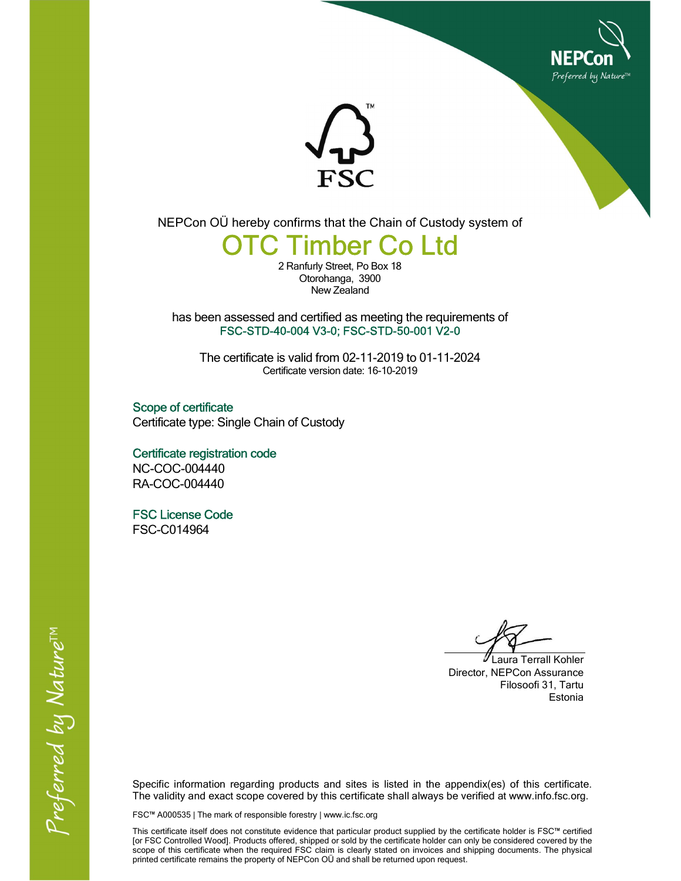NEPCon
*Preferred by Nature™*

FSC™

NEPCon OÜ hereby confirms that the Chain of Custody system of

# OTC Timber Co Ltd

2 Ranfurly Street, Po Box 18
Otorohanga, 3900
New Zealand

has been assessed and certified as meeting the requirements of
FSC-STD-40-004 V3-0; FSC-STD-50-001 V2-0

The certificate is valid from 02-11-2019 to 01-11-2024
Certificate version date: 16-10-2019

### Scope of certificate

Certificate type: Single Chain of Custody

### Certificate registration code

NC-COC-004440
RA-COC-004440

### FSC License Code

FSC-C014964

Laura Terrall Kohler
Director, NEPCon Assurance
Filosoofi 31, Tartu
Estonia

Specific information regarding products and sites is listed in the appendix(es) of this certificate. The validity and exact scope covered by this certificate shall always be verified at www.info.fsc.org.

FSC™ A000535 | The mark of responsible forestry | www.ic.fsc.org

This certificate itself does not constitute evidence that particular product supplied by the certificate holder is FSC™ certified [or FSC Controlled Wood]. Products offered, shipped or sold by the certificate holder can only be considered covered by the scope of this certificate when the required FSC claim is clearly stated on invoices and shipping documents. The physical printed certificate remains the property of NEPCon OÜ and shall be returned upon request.

*Preferred by Nature™*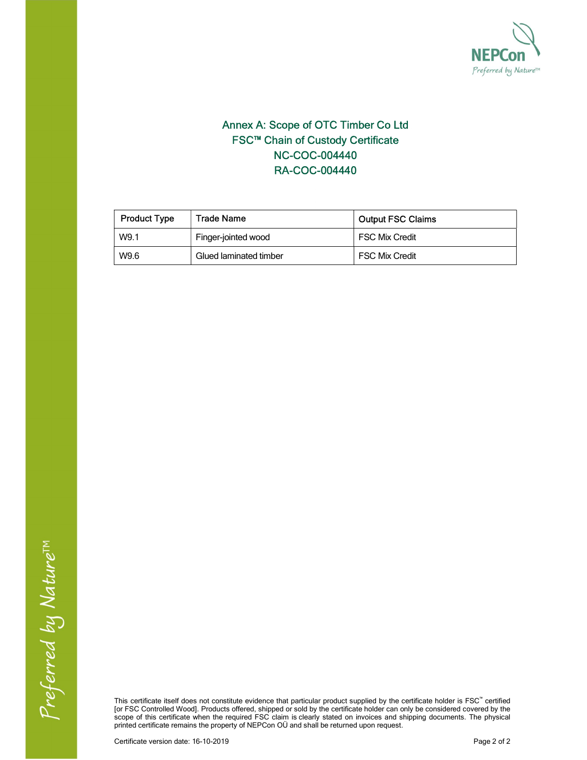## Annex A: Scope of OTC Timber Co Ltd
## FSC™ Chain of Custody Certificate
## NC-COC-004440
## RA-COC-004440

| Product Type | Trade Name | Output FSC Claims |
|---|---|---|
| W9.1 | Finger-jointed wood | FSC Mix Credit |
| W9.6 | Glued laminated timber | FSC Mix Credit |

This certificate itself does not constitute evidence that particular product supplied by the certificate holder is FSC™ certified [or FSC Controlled Wood]. Products offered, shipped or sold by the certificate holder can only be considered covered by the scope of this certificate when the required FSC claim is clearly stated on invoices and shipping documents. The physical printed certificate remains the property of NEPCon OÜ and shall be returned upon request.

Certificate version date: 16-10-2019